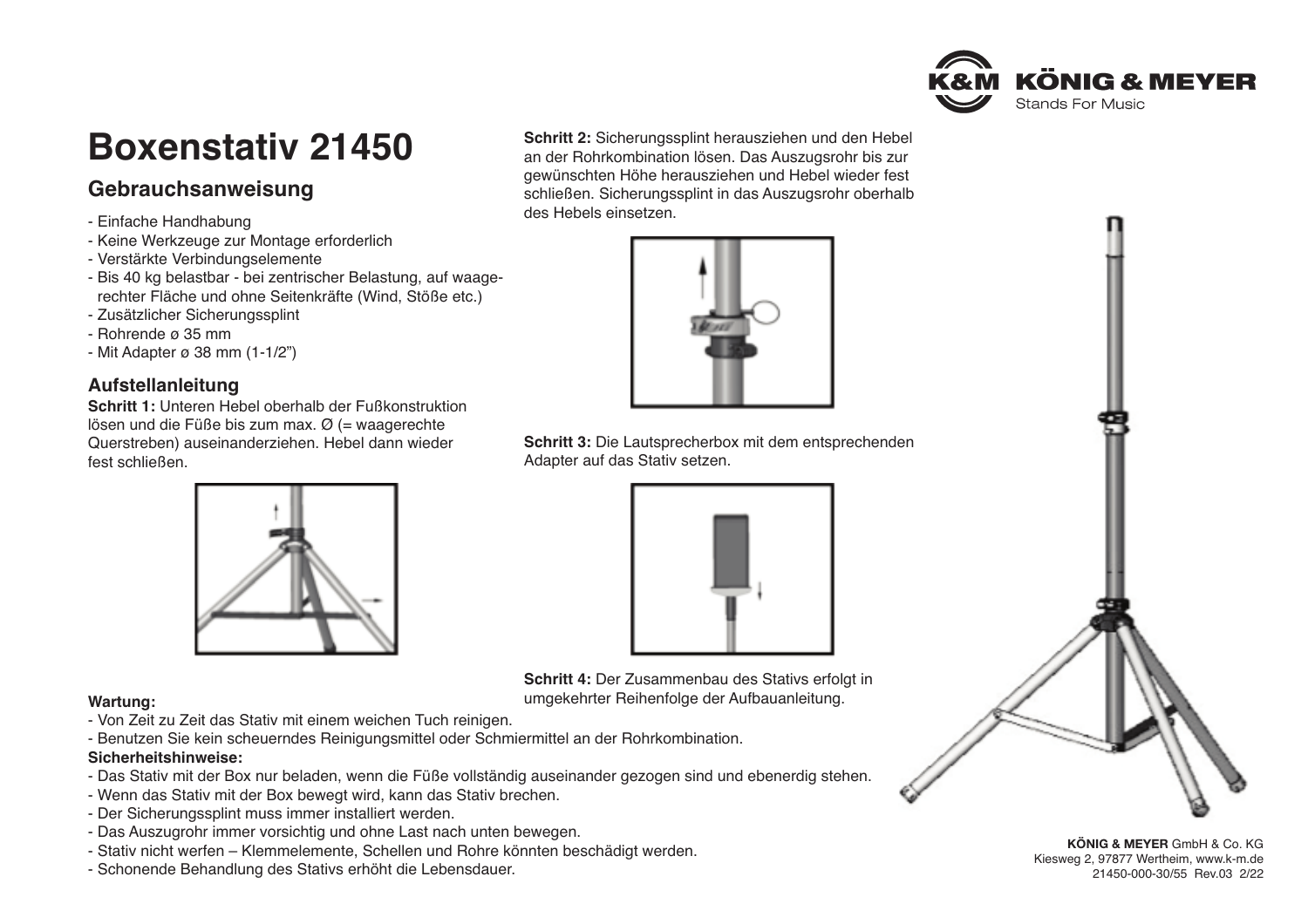# Boxenstativ 21450

## Gebrauchsanweisung

- Einfache Handhabung
- Keine Werkzeuge zur Montage erforderlich
- Verstärkte Verbindungselemente
- Bis 40 kg belastbar - bei zentrischer Belastung, auf waagerechter Fläche und ohne Seitenkräfte (Wind, Stöße etc.)
- Zusätzlicher Sicherungssplint
- Rohrende ø 35 mm
- Mit Adapter ø 38 mm (1-1/2")

### Aufstellanleitung

**Schritt 1:** Unteren Hebel oberhalb der Fußkonstruktion lösen und die Füße bis zum max. Ø (= waagerechte Querstreben) auseinanderziehen. Hebel dann wieder fest schließen.

**Schritt 2:** Sicherungssplint herausziehen und den Hebel an der Rohrkombination lösen. Das Auszugsrohr bis zur gewünschten Höhe herausziehen und Hebel wieder fest schließen. Sicherungssplint in das Auszugsrohr oberhalb des Hebels einsetzen.

**Schritt 3:** Die Lautsprecherbox mit dem entsprechenden Adapter auf das Stativ setzen.

**Schritt 4:** Der Zusammenbau des Stativs erfolgt in umgekehrter Reihenfolge der Aufbauanleitung.

**Wartung:**

- Von Zeit zu Zeit das Stativ mit einem weichen Tuch reinigen.
- Benutzen Sie kein scheuerndes Reinigungsmittel oder Schmiermittel an der Rohrkombination.

**Sicherheitshinweise:**

- Das Stativ mit der Box nur beladen, wenn die Füße vollständig auseinander gezogen sind und ebenerdig stehen.
- Wenn das Stativ mit der Box bewegt wird, kann das Stativ brechen.
- Der Sicherungssplint muss immer installiert werden.
- Das Auszugrohr immer vorsichtig und ohne Last nach unten bewegen.
- Stativ nicht werfen – Klemmelemente, Schellen und Rohre könnten beschädigt werden.
- Schonende Behandlung des Stativs erhöht die Lebensdauer.

**KÖNIG & MEYER** GmbH & Co. KG
Kiesweg 2, 97877 Wertheim, www.k-m.de
21450-000-30/55 Rev.03 2/22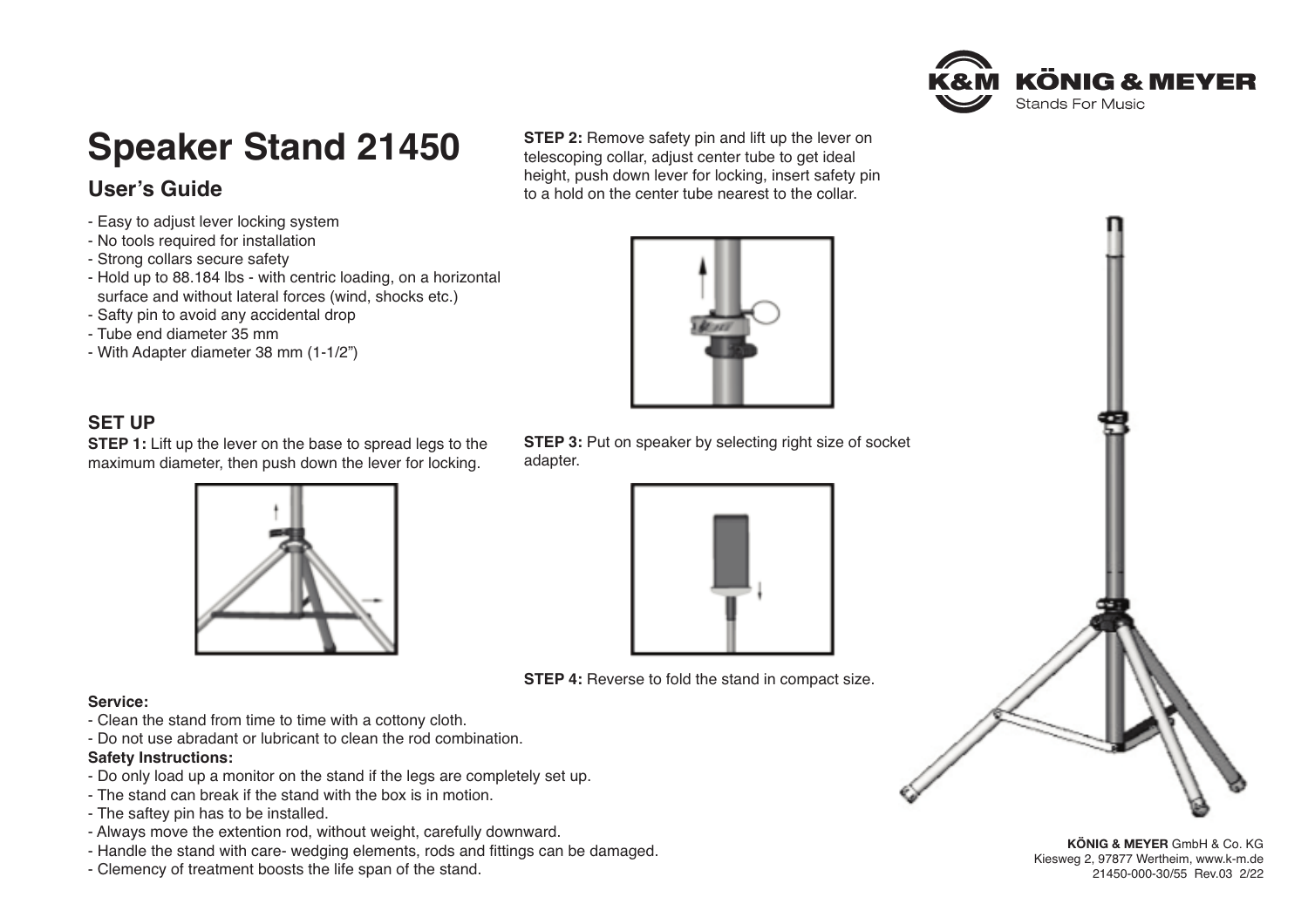# Speaker Stand 21450

## User's Guide

- Easy to adjust lever locking system
- No tools required for installation
- Strong collars secure safety
- Hold up to 88.184 lbs - with centric loading, on a horizontal surface and without lateral forces (wind, shocks etc.)
- Safty pin to avoid any accidental drop
- Tube end diameter 35 mm
- With Adapter diameter 38 mm (1-1/2")

### SET UP

**STEP 1:** Lift up the lever on the base to spread legs to the maximum diameter, then push down the lever for locking.

**STEP 2:** Remove safety pin and lift up the lever on telescoping collar, adjust center tube to get ideal height, push down lever for locking, insert safety pin to a hold on the center tube nearest to the collar.

**STEP 3:** Put on speaker by selecting right size of socket adapter.

**STEP 4:** Reverse to fold the stand in compact size.

**Service:**

- Clean the stand from time to time with a cottony cloth.
- Do not use abradant or lubricant to clean the rod combination.

**Safety Instructions:**

- Do only load up a monitor on the stand if the legs are completely set up.
- The stand can break if the stand with the box is in motion.
- The saftey pin has to be installed.
- Always move the extention rod, without weight, carefully downward.
- Handle the stand with care- wedging elements, rods and fittings can be damaged.
- Clemency of treatment boosts the life span of the stand.

**KÖNIG & MEYER** GmbH & Co. KG
Kiesweg 2, 97877 Wertheim, www.k-m.de
21450-000-30/55 Rev.03 2/22